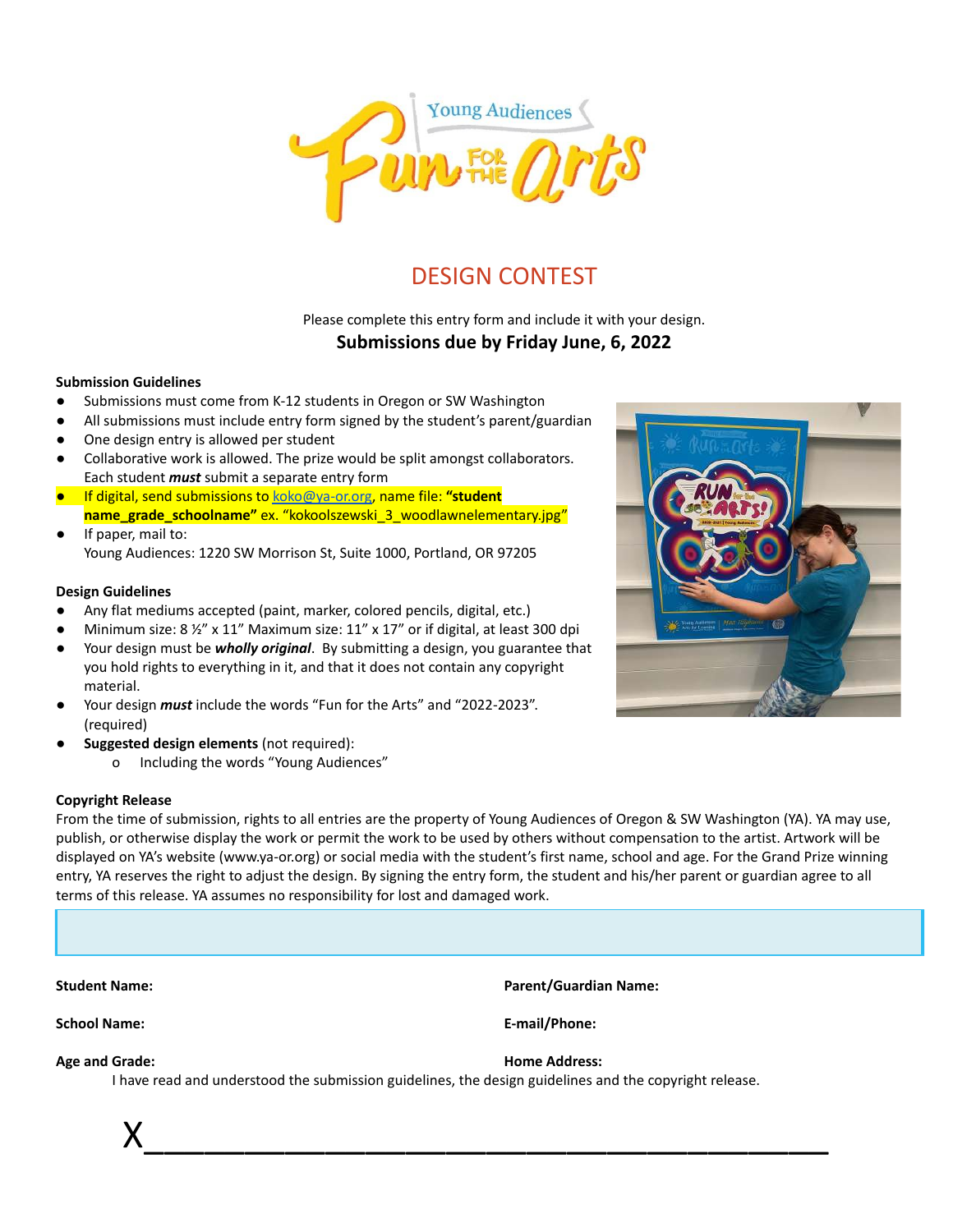# DESIGN CONTEST

Please complete this entry form and include it with your design.

**Submissions due by Friday June, 6, 2022**

**Submission Guidelines**

- Submissions must come from K-12 students in Oregon or SW Washington
- All submissions must include entry form signed by the student's parent/guardian
- One design entry is allowed per student
- Collaborative work is allowed. The prize would be split amongst collaborators. Each student ***must*** submit a separate entry form
- If digital, send submissions to koko@ya-or.org, name file: **"student name_grade_schoolname"** ex. "kokoolszewski_3_woodlawnelementary.jpg"
- If paper, mail to:
  Young Audiences: 1220 SW Morrison St, Suite 1000, Portland, OR 97205

**Design Guidelines**

- Any flat mediums accepted (paint, marker, colored pencils, digital, etc.)
- Minimum size: 8 ½" x 11" Maximum size: 11" x 17" or if digital, at least 300 dpi
- Your design must be ***wholly original***. By submitting a design, you guarantee that you hold rights to everything in it, and that it does not contain any copyright material.
- Your design ***must*** include the words "Fun for the Arts" and "2022-2023". (required)
- **Suggested design elements** (not required):
  - Including the words "Young Audiences"

**Copyright Release**

From the time of submission, rights to all entries are the property of Young Audiences of Oregon & SW Washington (YA). YA may use, publish, or otherwise display the work or permit the work to be used by others without compensation to the artist. Artwork will be displayed on YA's website (www.ya-or.org) or social media with the student's first name, school and age. For the Grand Prize winning entry, YA reserves the right to adjust the design. By signing the entry form, the student and his/her parent or guardian agree to all terms of this release. YA assumes no responsibility for lost and damaged work.

**Student Name:**

**School Name:**

**Age and Grade:**

**Parent/Guardian Name:**

**E-mail/Phone:**

**Home Address:**

I have read and understood the submission guidelines, the design guidelines and the copyright release.

X________________________________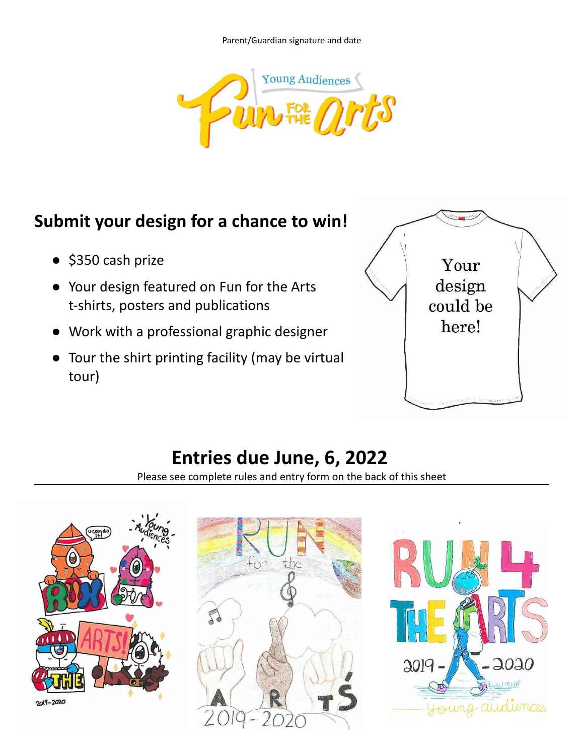Parent/Guardian signature and date

Young Audiences

Fun for the Arts

## Submit your design for a chance to win!

- $350 cash prize
- Your design featured on Fun for the Arts t-shirts, posters and publications
- Work with a professional graphic designer
- Tour the shirt printing facility (may be virtual tour)

Your design could be here!

## Entries due June, 6, 2022

Please see complete rules and entry form on the back of this sheet